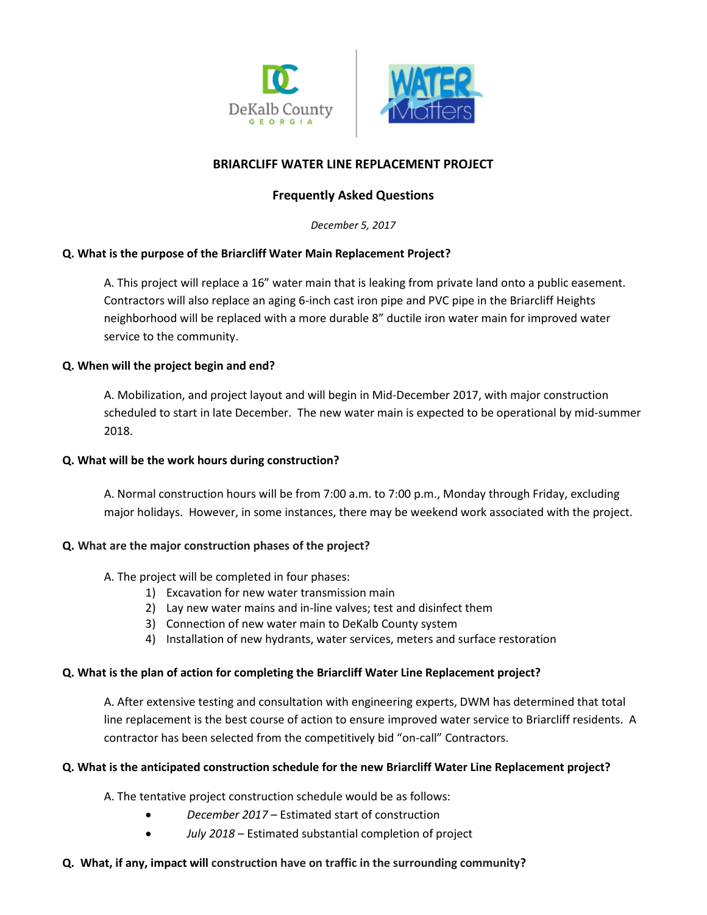DeKalb County GEORGIA | WATER Matters

## BRIARCLIFF WATER LINE REPLACEMENT PROJECT

### Frequently Asked Questions

*December 5, 2017*

**Q. What is the purpose of the Briarcliff Water Main Replacement Project?**

A. This project will replace a 16" water main that is leaking from private land onto a public easement. Contractors will also replace an aging 6-inch cast iron pipe and PVC pipe in the Briarcliff Heights neighborhood will be replaced with a more durable 8" ductile iron water main for improved water service to the community.

**Q. When will the project begin and end?**

A. Mobilization, and project layout and will begin in Mid-December 2017, with major construction scheduled to start in late December. The new water main is expected to be operational by mid-summer 2018.

**Q. What will be the work hours during construction?**

A. Normal construction hours will be from 7:00 a.m. to 7:00 p.m., Monday through Friday, excluding major holidays. However, in some instances, there may be weekend work associated with the project.

**Q. What are the major construction phases of the project?**

A. The project will be completed in four phases:

1) Excavation for new water transmission main
2) Lay new water mains and in-line valves; test and disinfect them
3) Connection of new water main to DeKalb County system
4) Installation of new hydrants, water services, meters and surface restoration

**Q. What is the plan of action for completing the Briarcliff Water Line Replacement project?**

A. After extensive testing and consultation with engineering experts, DWM has determined that total line replacement is the best course of action to ensure improved water service to Briarcliff residents. A contractor has been selected from the competitively bid "on-call" Contractors.

**Q. What is the anticipated construction schedule for the new Briarcliff Water Line Replacement project?**

A. The tentative project construction schedule would be as follows:

- *December 2017* – Estimated start of construction
- *July 2018* – Estimated substantial completion of project

**Q. What, if any, impact will construction have on traffic in the surrounding community?**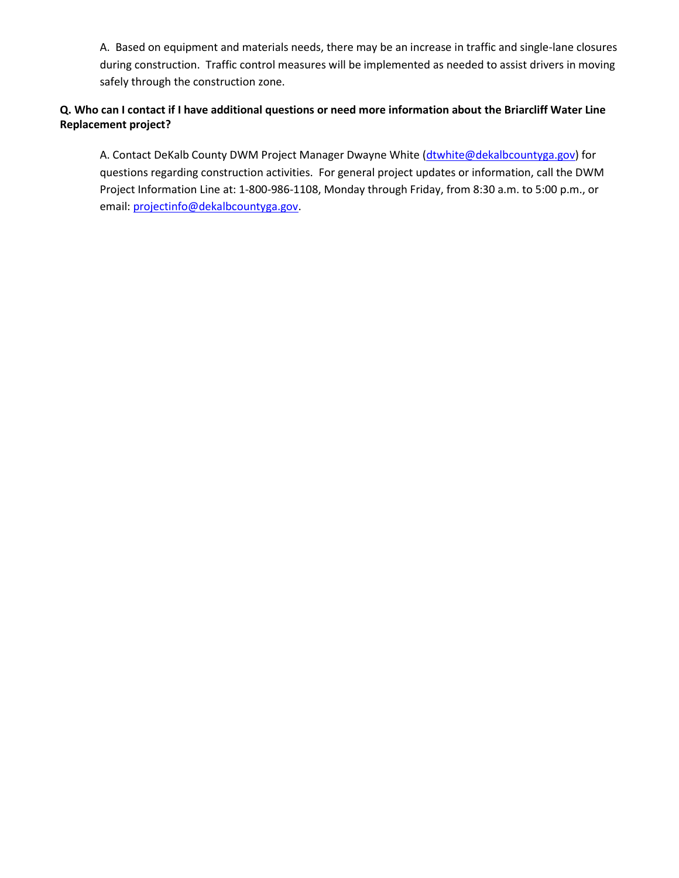A. Based on equipment and materials needs, there may be an increase in traffic and single-lane closures during construction. Traffic control measures will be implemented as needed to assist drivers in moving safely through the construction zone.

**Q. Who can I contact if I have additional questions or need more information about the Briarcliff Water Line Replacement project?**

A. Contact DeKalb County DWM Project Manager Dwayne White (dtwhite@dekalbcountyga.gov) for questions regarding construction activities. For general project updates or information, call the DWM Project Information Line at: 1-800-986-1108, Monday through Friday, from 8:30 a.m. to 5:00 p.m., or email: projectinfo@dekalbcountyga.gov.